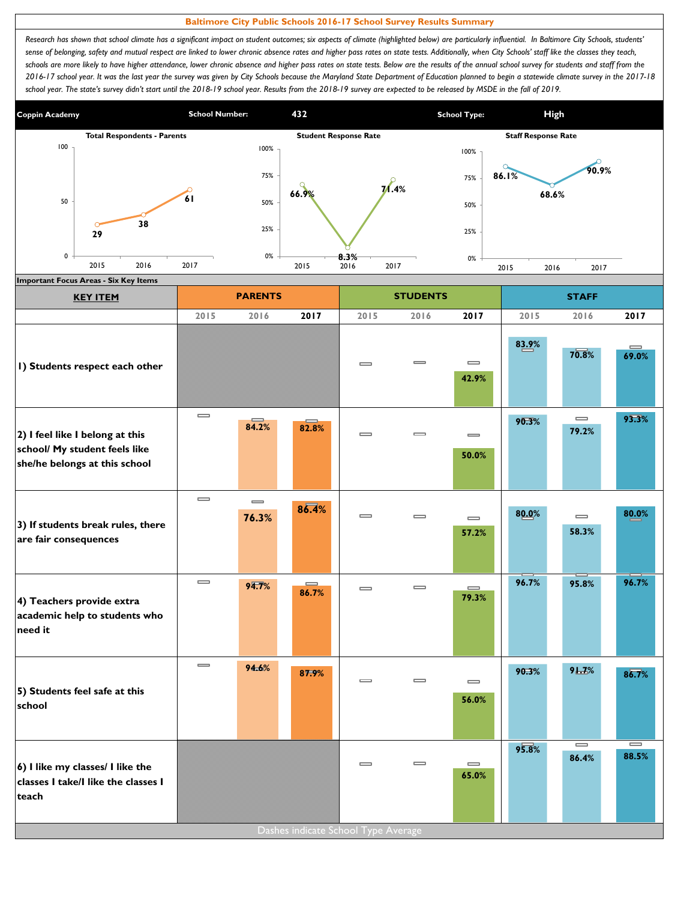## Baltimore City Public Schools 2016-17 School Survey Results Summary

*Research has shown that school climate has a significant impact on student outcomes; six aspects of climate (highlighted below) are particularly influential. In Baltimore City Schools, students' sense of belonging, safety and mutual respect are linked to lower chronic absence rates and higher pass rates on state tests. Additionally, when City Schools' staff like the classes they teach, schools are more likely to have higher attendance, lower chronic absence and higher pass rates on state tests. Below are the results of the annual school survey for students and staff from the 2016-17 school year. It was the last year the survey was given by City Schools because the Maryland State Department of Education planned to begin a statewide climate survey in the 2017-18 school year. The state's survey didn't start until the 2018-19 school year. Results from the 2018-19 survey are expected to be released by MSDE in the fall of 2019.*

**Coppin Academy** | **School Number:** 432 | **School Type:** High

| | 2015 | 2016 | 2017 |
|---|---|---|---|
| Total Respondents - Parents | 29 | 38 | 61 |
| Student Response Rate | 66.9% | 8.3% | 71.4% |
| Staff Response Rate | 86.1% | 68.6% | 90.9% |

### Important Focus Areas - Six Key Items

| KEY ITEM | PARENTS 2015 | PARENTS 2016 | PARENTS 2017 | STUDENTS 2015 | STUDENTS 2016 | STUDENTS 2017 | STAFF 2015 | STAFF 2016 | STAFF 2017 |
|---|---|---|---|---|---|---|---|---|---|
| 1) Students respect each other | | | | | | 42.9% | 83.9% | 70.8% | 69.0% |
| 2) I feel like I belong at this school/ My student feels like she/he belongs at this school | | 84.2% | 82.8% | | | 50.0% | 90.3% | 79.2% | 93.3% |
| 3) If students break rules, there are fair consequences | | 76.3% | 86.4% | | | 57.2% | 80.0% | 58.3% | 80.0% |
| 4) Teachers provide extra academic help to students who need it | | 94.7% | 86.7% | | | 79.3% | 96.7% | 95.8% | 96.7% |
| 5) Students feel safe at this school | | 94.6% | 87.9% | | | 56.0% | 90.3% | 91.7% | 86.7% |
| 6) I like my classes/ I like the classes I take/I like the classes I teach | | | | | | 65.0% | 95.8% | 86.4% | 88.5% |

Dashes indicate School Type Average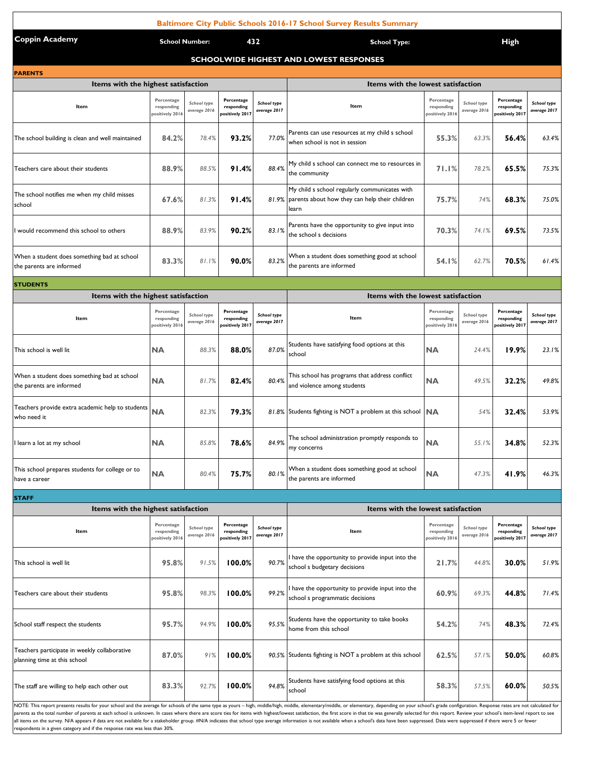**Baltimore City Public Schools 2016-17 School Survey Results Summary**

**Coppin Academy** | **School Number:** 432 | **School Type:** High

## SCHOOLWIDE HIGHEST AND LOWEST RESPONSES

### PARENTS

| Items with the highest satisfaction | | | | | Items with the lowest satisfaction | | | | |
|---|---|---|---|---|---|---|---|---|---|
| Item | Percentage responding positively 2016 | *School type average 2016* | Percentage responding positively 2017 | *School type average 2017* | Item | Percentage responding positively 2016 | *School type average 2016* | Percentage responding positively 2017 | *School type average 2017* |
| The school building is clean and well maintained | **84.2%** | *78.4%* | **93.2%** | *77.0%* | Parents can use resources at my child s school when school is not in session | **55.3%** | *63.3%* | **56.4%** | *63.4%* |
| Teachers care about their students | **88.9%** | *88.5%* | **91.4%** | *88.4%* | My child s school can connect me to resources in the community | **71.1%** | *78.2%* | **65.5%** | *75.3%* |
| The school notifies me when my child misses school | **67.6%** | *81.3%* | **91.4%** | *81.9%* | My child s school regularly communicates with parents about how they can help their children learn | **75.7%** | *74%* | **68.3%** | *75.0%* |
| I would recommend this school to others | **88.9%** | *83.9%* | **90.2%** | *83.1%* | Parents have the opportunity to give input into the school s decisions | **70.3%** | *74.1%* | **69.5%** | *73.5%* |
| When a student does something bad at school the parents are informed | **83.3%** | *81.1%* | **90.0%** | *83.2%* | When a student does something good at school the parents are informed | **54.1%** | *62.7%* | **70.5%** | *61.4%* |

### STUDENTS

| Items with the highest satisfaction | | | | | Items with the lowest satisfaction | | | | |
|---|---|---|---|---|---|---|---|---|---|
| Item | Percentage responding positively 2016 | *School type average 2016* | Percentage responding positively 2017 | *School type average 2017* | Item | Percentage responding positively 2016 | *School type average 2016* | Percentage responding positively 2017 | *School type average 2017* |
| This school is well lit | **NA** | *88.3%* | **88.0%** | *87.0%* | Students have satisfying food options at this school | **NA** | *24.4%* | **19.9%** | *23.1%* |
| When a student does something bad at school the parents are informed | **NA** | *81.7%* | **82.4%** | *80.4%* | This school has programs that address conflict and violence among students | **NA** | *49.5%* | **32.2%** | *49.8%* |
| Teachers provide extra academic help to students who need it | **NA** | *82.3%* | **79.3%** | *81.8%* | Students fighting is NOT a problem at this school | **NA** | *54%* | **32.4%** | *53.9%* |
| I learn a lot at my school | **NA** | *85.8%* | **78.6%** | *84.9%* | The school administration promptly responds to my concerns | **NA** | *55.1%* | **34.8%** | *52.3%* |
| This school prepares students for college or to have a career | **NA** | *80.4%* | **75.7%** | *80.1%* | When a student does something good at school the parents are informed | **NA** | *47.3%* | **41.9%** | *46.3%* |

### STAFF

| Items with the highest satisfaction | | | | | Items with the lowest satisfaction | | | | |
|---|---|---|---|---|---|---|---|---|---|
| Item | Percentage responding positively 2016 | *School type average 2016* | Percentage responding positively 2017 | *School type average 2017* | Item | Percentage responding positively 2016 | *School type average 2016* | Percentage responding positively 2017 | *School type average 2017* |
| This school is well lit | **95.8%** | *91.5%* | **100.0%** | *90.7%* | I have the opportunity to provide input into the school s budgetary decisions | **21.7%** | *44.8%* | **30.0%** | *51.9%* |
| Teachers care about their students | **95.8%** | *98.3%* | **100.0%** | *99.2%* | I have the opportunity to provide input into the school s programmatic decisions | **60.9%** | *69.3%* | **44.8%** | *71.4%* |
| School staff respect the students | **95.7%** | *94.9%* | **100.0%** | *95.5%* | Students have the opportunity to take books home from this school | **54.2%** | *74%* | **48.3%** | *72.4%* |
| Teachers participate in weekly collaborative planning time at this school | **87.0%** | *91%* | **100.0%** | *90.5%* | Students fighting is NOT a problem at this school | **62.5%** | *57.1%* | **50.0%** | *60.8%* |
| The staff are willing to help each other out | **83.3%** | *92.7%* | **100.0%** | *94.8%* | Students have satisfying food options at this school | **58.3%** | *57.5%* | **60.0%** | *50.5%* |

NOTE: This report presents results for your school and the average for schools of the same type as yours – high, middle/high, middle, elementary/middle, or elementary, depending on your school's grade configuration. Response rates are not calculated for parents as the total number of parents at each school is unknown. In cases where there are score ties for items with highest/lowest satisfaction, the first score in that tie was generally selected for this report. Review your school's item-level report to see all items on the survey. N/A appears if data are not available for a stakeholder group. #N/A indicates that school type average information is not available when a school's data have been suppressed. Data were suppressed if there were 5 or fewer respondents in a given category and if the response rate was less than 30%.